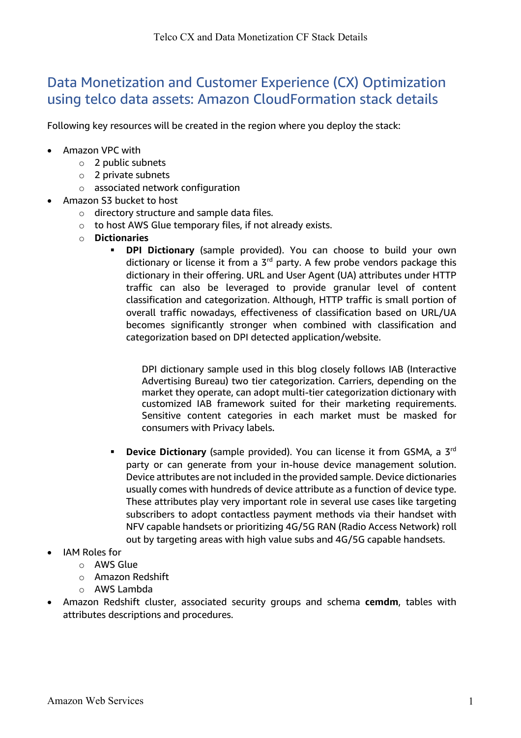# Data Monetization and Customer Experience (CX) Optimization using telco data assets: Amazon CloudFormation stack details

Following key resources will be created in the region where you deploy the stack:

- Amazon VPC with
  - 2 public subnets
  - 2 private subnets
  - associated network configuration
- Amazon S3 bucket to host
  - directory structure and sample data files.
  - to host AWS Glue temporary files, if not already exists.
  - **Dictionaries**
    - **DPI Dictionary** (sample provided). You can choose to build your own dictionary or license it from a 3rd party. A few probe vendors package this dictionary in their offering. URL and User Agent (UA) attributes under HTTP traffic can also be leveraged to provide granular level of content classification and categorization. Although, HTTP traffic is small portion of overall traffic nowadays, effectiveness of classification based on URL/UA becomes significantly stronger when combined with classification and categorization based on DPI detected application/website.

      DPI dictionary sample used in this blog closely follows IAB (Interactive Advertising Bureau) two tier categorization. Carriers, depending on the market they operate, can adopt multi-tier categorization dictionary with customized IAB framework suited for their marketing requirements. Sensitive content categories in each market must be masked for consumers with Privacy labels.

    - **Device Dictionary** (sample provided). You can license it from GSMA, a 3rd party or can generate from your in-house device management solution. Device attributes are not included in the provided sample. Device dictionaries usually comes with hundreds of device attribute as a function of device type. These attributes play very important role in several use cases like targeting subscribers to adopt contactless payment methods via their handset with NFV capable handsets or prioritizing 4G/5G RAN (Radio Access Network) roll out by targeting areas with high value subs and 4G/5G capable handsets.
- IAM Roles for
  - AWS Glue
  - Amazon Redshift
  - AWS Lambda
- Amazon Redshift cluster, associated security groups and schema **cemdm**, tables with attributes descriptions and procedures.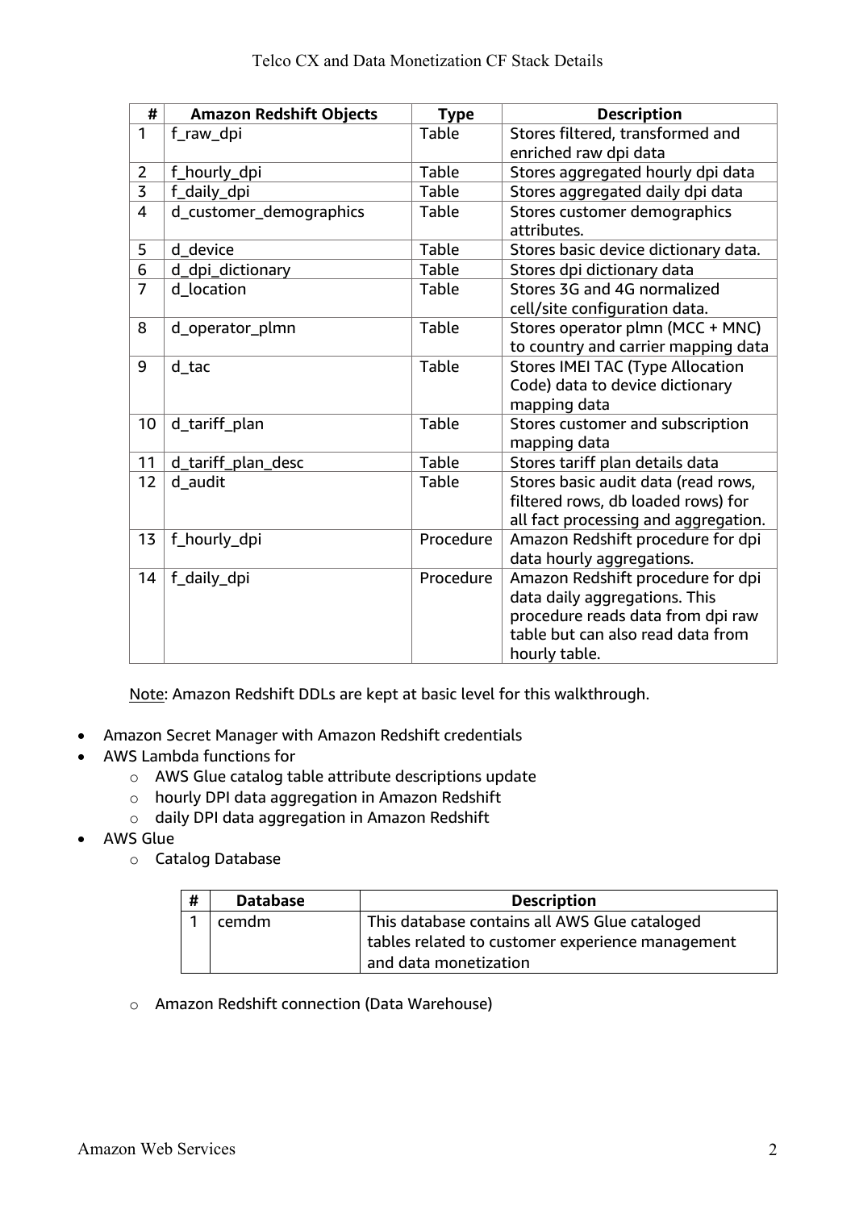| # | Amazon Redshift Objects | Type | Description |
|---|---|---|---|
| 1 | f_raw_dpi | Table | Stores filtered, transformed and enriched raw dpi data |
| 2 | f_hourly_dpi | Table | Stores aggregated hourly dpi data |
| 3 | f_daily_dpi | Table | Stores aggregated daily dpi data |
| 4 | d_customer_demographics | Table | Stores customer demographics attributes. |
| 5 | d_device | Table | Stores basic device dictionary data. |
| 6 | d_dpi_dictionary | Table | Stores dpi dictionary data |
| 7 | d_location | Table | Stores 3G and 4G normalized cell/site configuration data. |
| 8 | d_operator_plmn | Table | Stores operator plmn (MCC + MNC) to country and carrier mapping data |
| 9 | d_tac | Table | Stores IMEI TAC (Type Allocation Code) data to device dictionary mapping data |
| 10 | d_tariff_plan | Table | Stores customer and subscription mapping data |
| 11 | d_tariff_plan_desc | Table | Stores tariff plan details data |
| 12 | d_audit | Table | Stores basic audit data (read rows, filtered rows, db loaded rows) for all fact processing and aggregation. |
| 13 | f_hourly_dpi | Procedure | Amazon Redshift procedure for dpi data hourly aggregations. |
| 14 | f_daily_dpi | Procedure | Amazon Redshift procedure for dpi data daily aggregations. This procedure reads data from dpi raw table but can also read data from hourly table. |

Note: Amazon Redshift DDLs are kept at basic level for this walkthrough.

- Amazon Secret Manager with Amazon Redshift credentials
- AWS Lambda functions for
  - AWS Glue catalog table attribute descriptions update
  - hourly DPI data aggregation in Amazon Redshift
  - daily DPI data aggregation in Amazon Redshift
- AWS Glue
  - Catalog Database

| # | Database | Description |
|---|---|---|
| 1 | cemdm | This database contains all AWS Glue cataloged tables related to customer experience management and data monetization |

  - Amazon Redshift connection (Data Warehouse)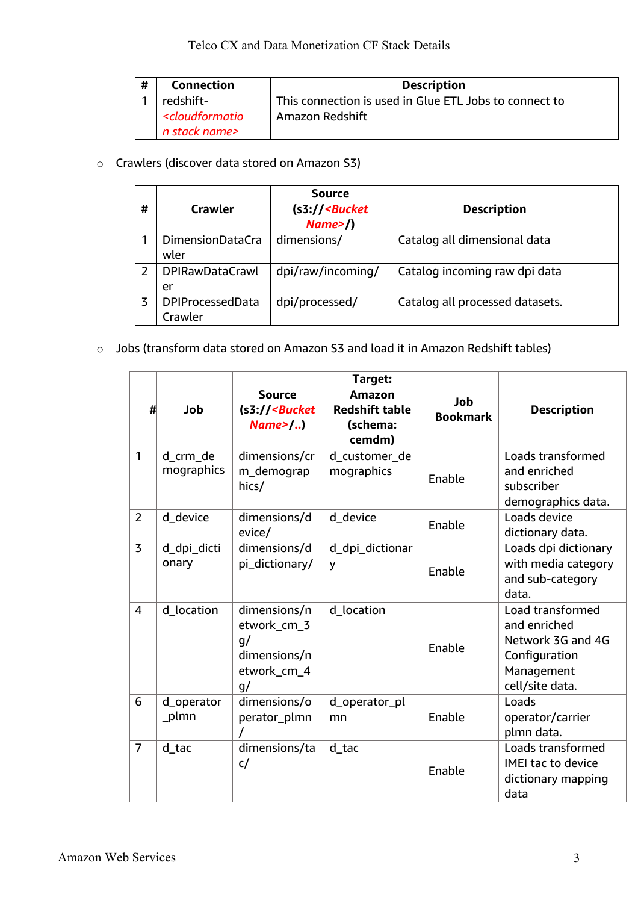| # | Connection | Description |
|---|---|---|
| 1 | redshift-*<cloudformation stack name>* | This connection is used in Glue ETL Jobs to connect to Amazon Redshift |

- Crawlers (discover data stored on Amazon S3)

| # | Crawler | Source (s3://*<Bucket Name>*/) | Description |
|---|---|---|---|
| 1 | DimensionDataCrawler | dimensions/ | Catalog all dimensional data |
| 2 | DPIRawDataCrawler | dpi/raw/incoming/ | Catalog incoming raw dpi data |
| 3 | DPIProcessedDataCrawler | dpi/processed/ | Catalog all processed datasets. |

- Jobs (transform data stored on Amazon S3 and load it in Amazon Redshift tables)

| # | Job | Source (s3://*<Bucket Name>*/..) | Target: Amazon Redshift table (schema: cemdm) | Job Bookmark | Description |
|---|---|---|---|---|---|
| 1 | d_crm_demographics | dimensions/crm_demographics/ | d_customer_demographics | Enable | Loads transformed and enriched subscriber demographics data. |
| 2 | d_device | dimensions/device/ | d_device | Enable | Loads device dictionary data. |
| 3 | d_dpi_dictionary | dimensions/dpi_dictionary/ | d_dpi_dictionary | Enable | Loads dpi dictionary with media category and sub-category data. |
| 4 | d_location | dimensions/network_cm_3g/ dimensions/network_cm_4g/ | d_location | Enable | Load transformed and enriched Network 3G and 4G Configuration Management cell/site data. |
| 6 | d_operator_plmn | dimensions/operator_plmn/ | d_operator_plmn | Enable | Loads operator/carrier plmn data. |
| 7 | d_tac | dimensions/tac/ | d_tac | Enable | Loads transformed IMEI tac to device dictionary mapping data |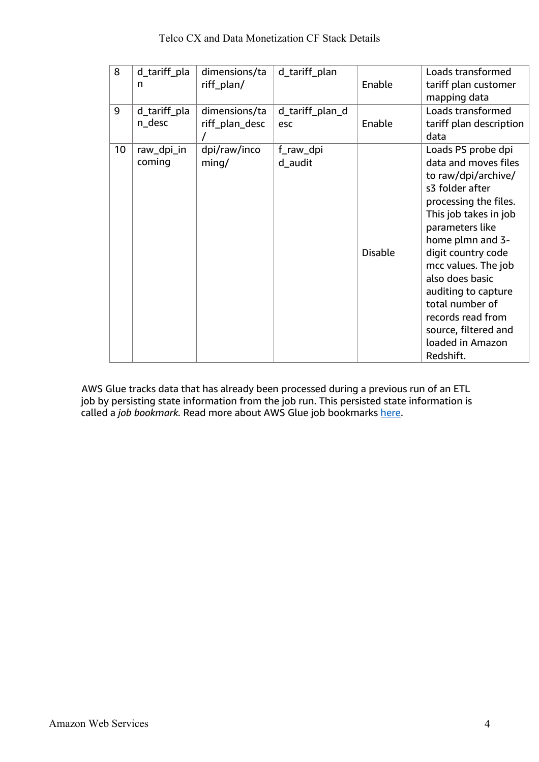| | | | | | |
|---|---|---|---|---|---|
| 8 | d_tariff_plan | dimensions/tariff_plan/ | d_tariff_plan | Enable | Loads transformed tariff plan customer mapping data |
| 9 | d_tariff_plan_desc | dimensions/tariff_plan_desc/ | d_tariff_plan_desc | Enable | Loads transformed tariff plan description data |
| 10 | raw_dpi_incoming | dpi/raw/incoming/ | f_raw_dpi d_audit | Disable | Loads PS probe dpi data and moves files to raw/dpi/archive/ s3 folder after processing the files. This job takes in job parameters like home plmn and 3-digit country code mcc values. The job also does basic auditing to capture total number of records read from source, filtered and loaded in Amazon Redshift. |

AWS Glue tracks data that has already been processed during a previous run of an ETL job by persisting state information from the job run. This persisted state information is called a *job bookmark*. Read more about AWS Glue job bookmarks here.